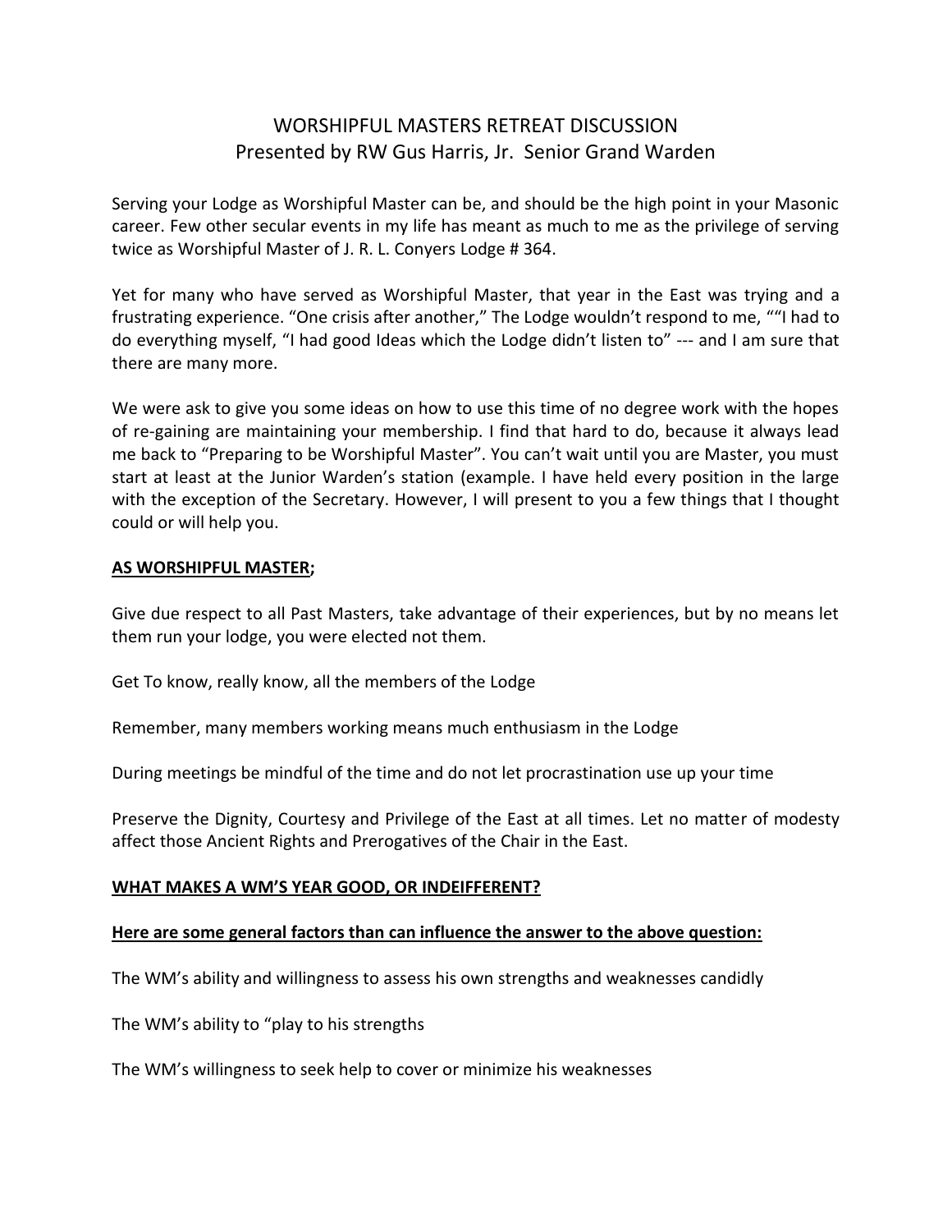# WORSHIPFUL MASTERS RETREAT DISCUSSION
## Presented by RW Gus Harris, Jr. Senior Grand Warden

Serving your Lodge as Worshipful Master can be, and should be the high point in your Masonic career. Few other secular events in my life has meant as much to me as the privilege of serving twice as Worshipful Master of J. R. L. Conyers Lodge # 364.

Yet for many who have served as Worshipful Master, that year in the East was trying and a frustrating experience. "One crisis after another," The Lodge wouldn't respond to me, ""I had to do everything myself, "I had good Ideas which the Lodge didn't listen to" --- and I am sure that there are many more.

We were ask to give you some ideas on how to use this time of no degree work with the hopes of re-gaining are maintaining your membership. I find that hard to do, because it always lead me back to "Preparing to be Worshipful Master". You can't wait until you are Master, you must start at least at the Junior Warden's station (example. I have held every position in the large with the exception of the Secretary. However, I will present to you a few things that I thought could or will help you.

**AS WORSHIPFUL MASTER;**

Give due respect to all Past Masters, take advantage of their experiences, but by no means let them run your lodge, you were elected not them.

Get To know, really know, all the members of the Lodge

Remember, many members working means much enthusiasm in the Lodge

During meetings be mindful of the time and do not let procrastination use up your time

Preserve the Dignity, Courtesy and Privilege of the East at all times. Let no matter of modesty affect those Ancient Rights and Prerogatives of the Chair in the East.

**WHAT MAKES A WM'S YEAR GOOD, OR INDEIFFERENT?**

**Here are some general factors than can influence the answer to the above question:**

The WM's ability and willingness to assess his own strengths and weaknesses candidly

The WM's ability to "play to his strengths

The WM's willingness to seek help to cover or minimize his weaknesses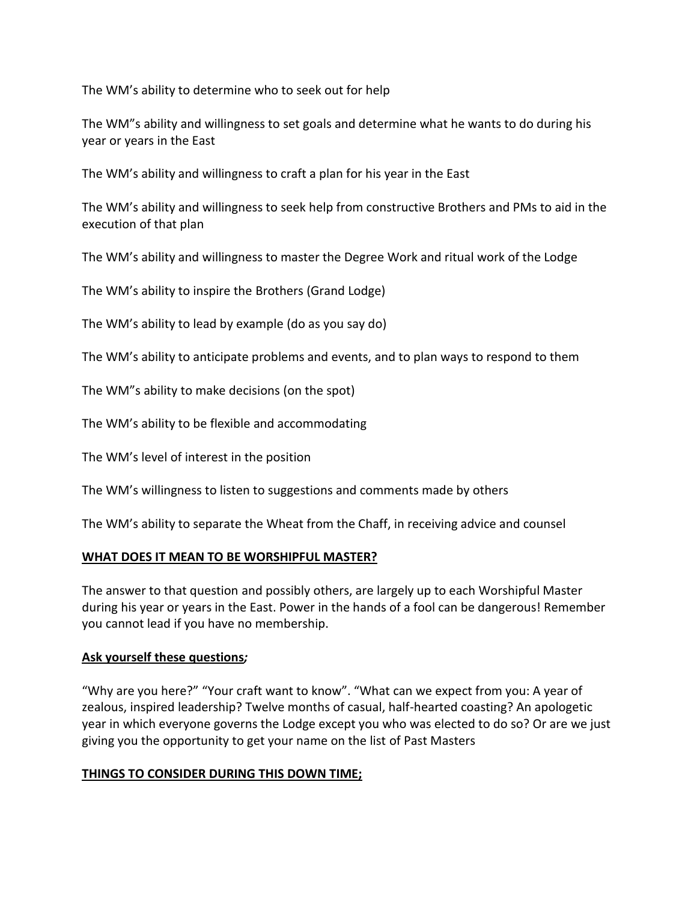The WM's ability to determine who to seek out for help

The WM"s ability and willingness to set goals and determine what he wants to do during his year or years in the East

The WM's ability and willingness to craft a plan for his year in the East

The WM's ability and willingness to seek help from constructive Brothers and PMs to aid in the execution of that plan

The WM's ability and willingness to master the Degree Work and ritual work of the Lodge

The WM's ability to inspire the Brothers (Grand Lodge)

The WM's ability to lead by example (do as you say do)

The WM's ability to anticipate problems and events, and to plan ways to respond to them

The WM"s ability to make decisions (on the spot)

The WM's ability to be flexible and accommodating

The WM's level of interest in the position

The WM's willingness to listen to suggestions and comments made by others

The WM's ability to separate the Wheat from the Chaff, in receiving advice and counsel

**<u>WHAT DOES IT MEAN TO BE WORSHIPFUL MASTER?</u>**

The answer to that question and possibly others, are largely up to each Worshipful Master during his year or years in the East. Power in the hands of a fool can be dangerous! Remember you cannot lead if you have no membership.

**<u>Ask yourself these questions</u>*;***

"Why are you here?" "Your craft want to know". "What can we expect from you: A year of zealous, inspired leadership? Twelve months of casual, half-hearted coasting? An apologetic year in which everyone governs the Lodge except you who was elected to do so? Or are we just giving you the opportunity to get your name on the list of Past Masters

**<u>THINGS TO CONSIDER DURING THIS DOWN TIME;</u>**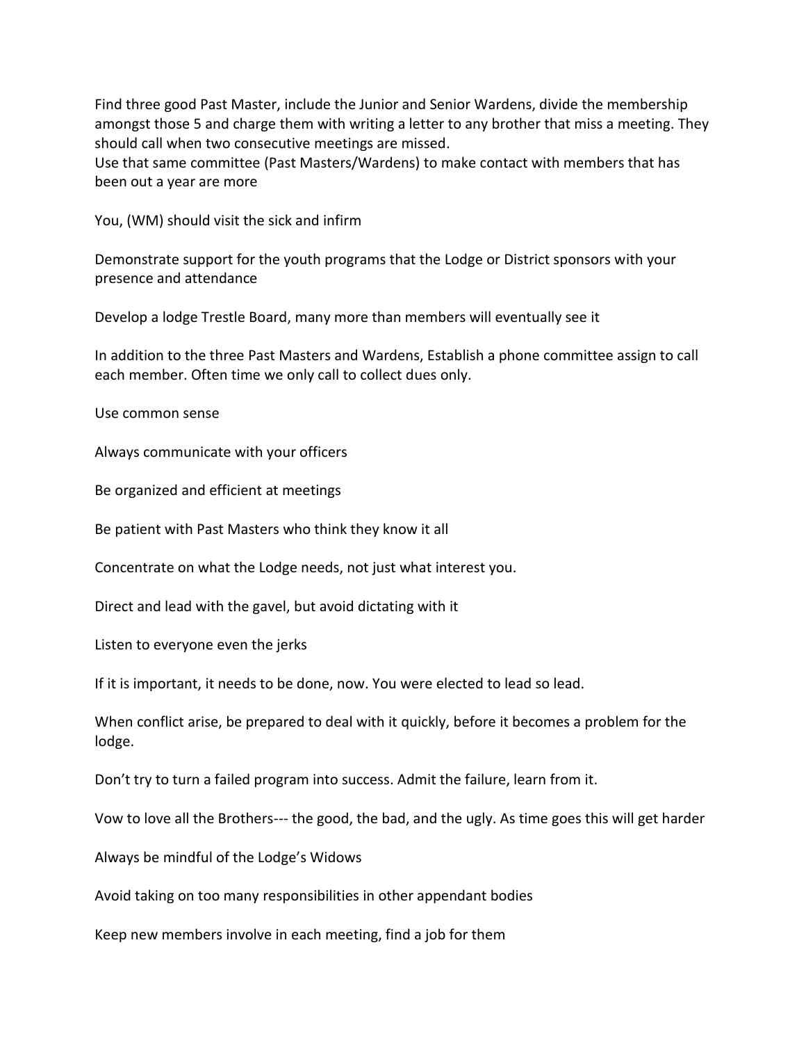Find three good Past Master, include the Junior and Senior Wardens, divide the membership amongst those 5 and charge them with writing a letter to any brother that miss a meeting. They should call when two consecutive meetings are missed.
Use that same committee (Past Masters/Wardens) to make contact with members that has been out a year are more

You, (WM) should visit the sick and infirm

Demonstrate support for the youth programs that the Lodge or District sponsors with your presence and attendance

Develop a lodge Trestle Board, many more than members will eventually see it

In addition to the three Past Masters and Wardens, Establish a phone committee assign to call each member. Often time we only call to collect dues only.

Use common sense

Always communicate with your officers

Be organized and efficient at meetings

Be patient with Past Masters who think they know it all

Concentrate on what the Lodge needs, not just what interest you.

Direct and lead with the gavel, but avoid dictating with it

Listen to everyone even the jerks

If it is important, it needs to be done, now. You were elected to lead so lead.

When conflict arise, be prepared to deal with it quickly, before it becomes a problem for the lodge.

Don't try to turn a failed program into success. Admit the failure, learn from it.

Vow to love all the Brothers--- the good, the bad, and the ugly. As time goes this will get harder

Always be mindful of the Lodge's Widows

Avoid taking on too many responsibilities in other appendant bodies

Keep new members involve in each meeting, find a job for them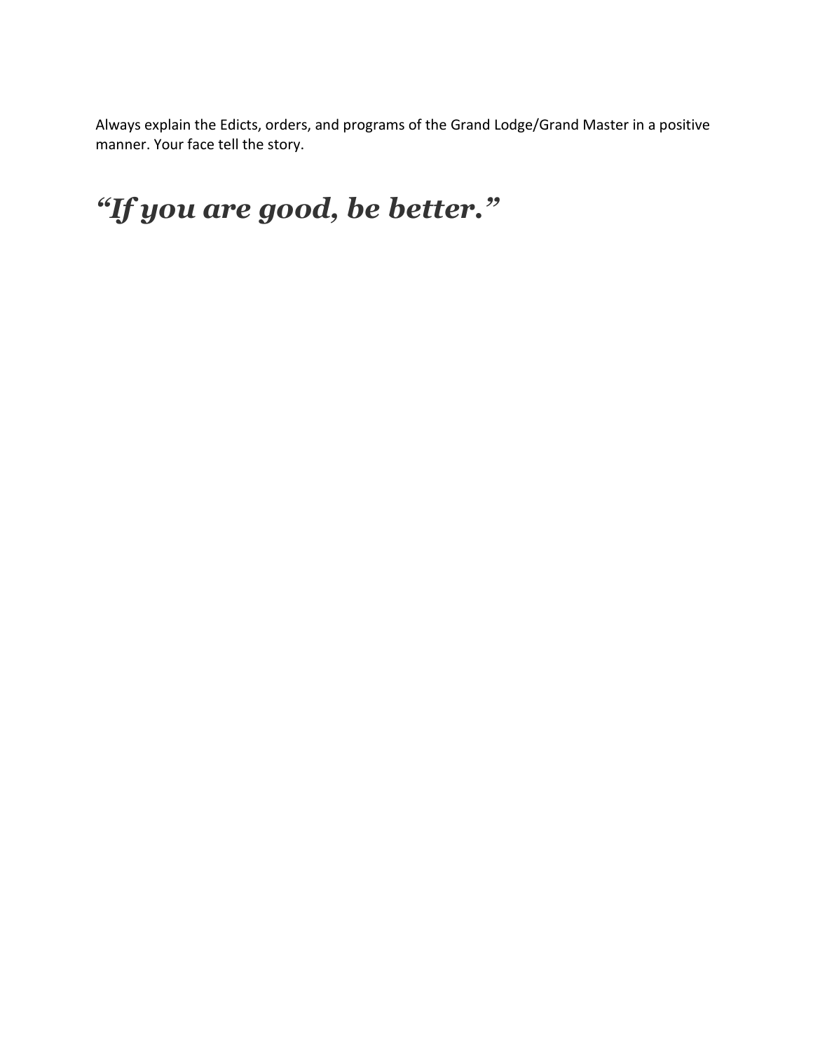Always explain the Edicts, orders, and programs of the Grand Lodge/Grand Master in a positive manner. Your face tell the story.

## *"If you are good, be better."*